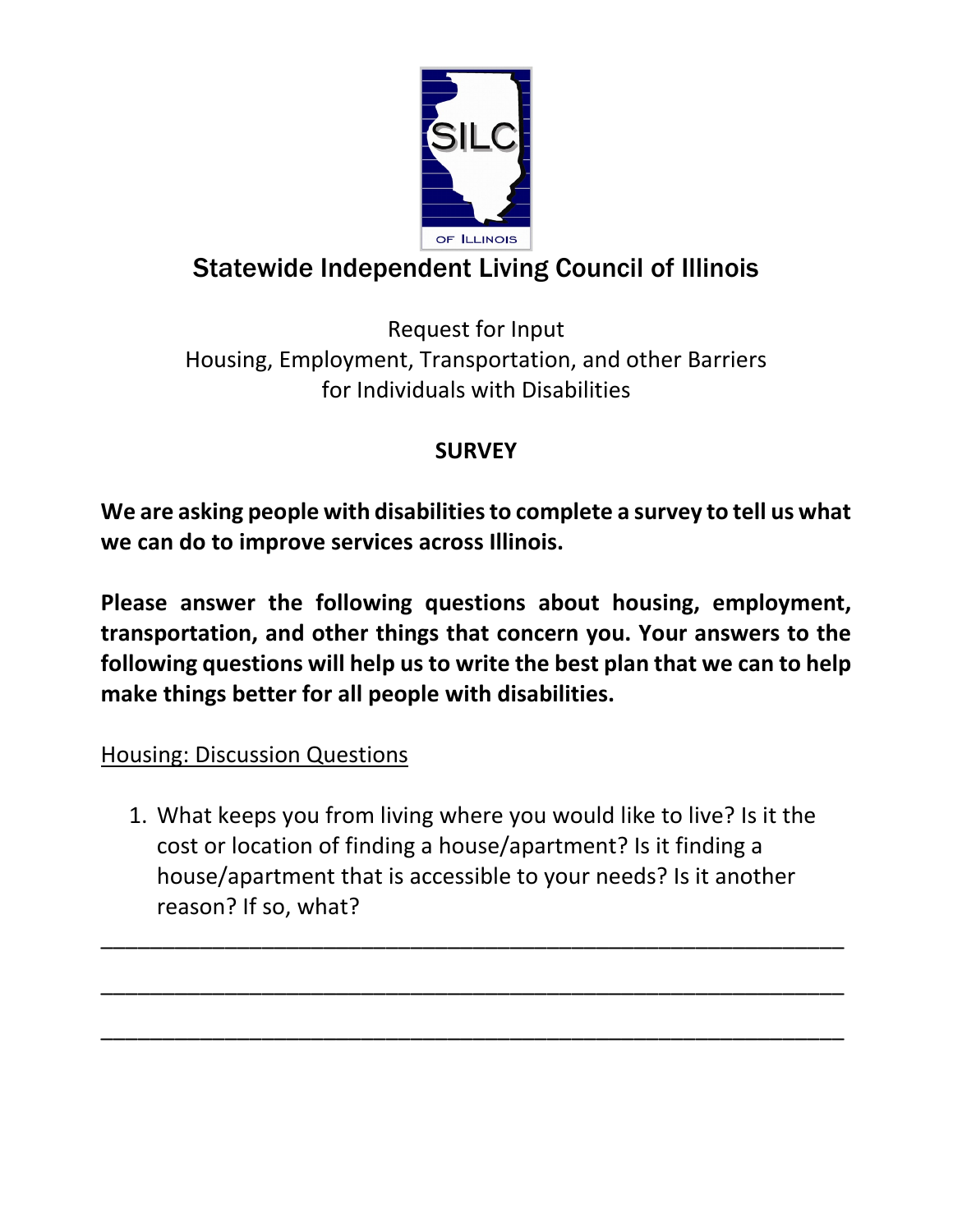# Statewide Independent Living Council of Illinois

Request for Input
Housing, Employment, Transportation, and other Barriers
for Individuals with Disabilities

**SURVEY**

**We are asking people with disabilities to complete a survey to tell us what we can do to improve services across Illinois.**

**Please answer the following questions about housing, employment, transportation, and other things that concern you. Your answers to the following questions will help us to write the best plan that we can to help make things better for all people with disabilities.**

<u>Housing: Discussion Questions</u>

1. What keeps you from living where you would like to live? Is it the cost or location of finding a house/apartment? Is it finding a house/apartment that is accessible to your needs? Is it another reason? If so, what?

\_\_\_\_\_\_\_\_\_\_\_\_\_\_\_\_\_\_\_\_\_\_\_\_\_\_\_\_\_\_\_\_\_\_\_\_\_\_\_\_\_\_\_\_\_\_\_\_\_\_\_\_\_\_\_\_

\_\_\_\_\_\_\_\_\_\_\_\_\_\_\_\_\_\_\_\_\_\_\_\_\_\_\_\_\_\_\_\_\_\_\_\_\_\_\_\_\_\_\_\_\_\_\_\_\_\_\_\_\_\_\_\_

\_\_\_\_\_\_\_\_\_\_\_\_\_\_\_\_\_\_\_\_\_\_\_\_\_\_\_\_\_\_\_\_\_\_\_\_\_\_\_\_\_\_\_\_\_\_\_\_\_\_\_\_\_\_\_\_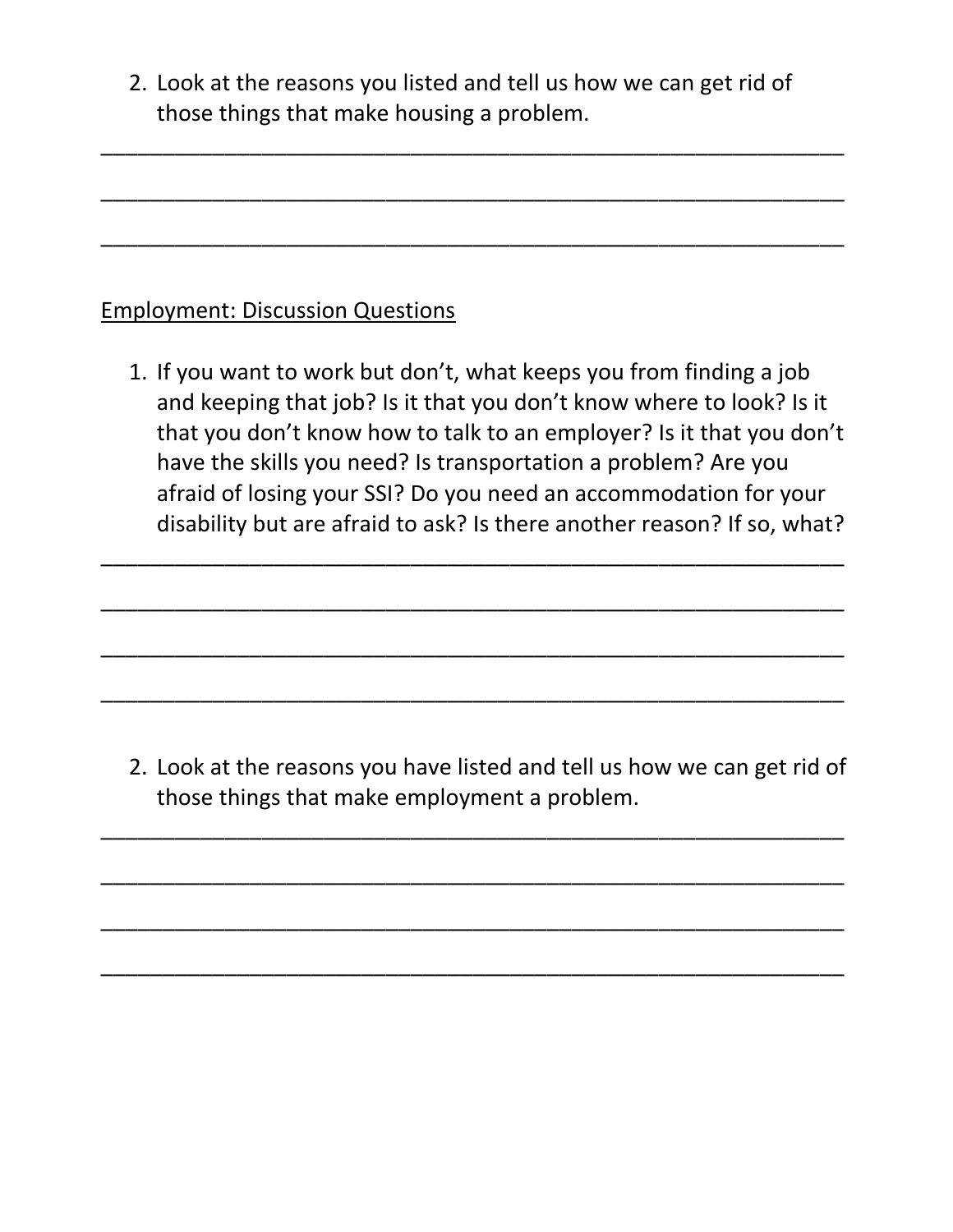2. Look at the reasons you listed and tell us how we can get rid of those things that make housing a problem.

_______________________________________________________________

_______________________________________________________________

_______________________________________________________________

<u>Employment: Discussion Questions</u>

1. If you want to work but don't, what keeps you from finding a job and keeping that job? Is it that you don't know where to look? Is it that you don't know how to talk to an employer? Is it that you don't have the skills you need? Is transportation a problem? Are you afraid of losing your SSI? Do you need an accommodation for your disability but are afraid to ask? Is there another reason? If so, what?

_______________________________________________________________

_______________________________________________________________

_______________________________________________________________

_______________________________________________________________

2. Look at the reasons you have listed and tell us how we can get rid of those things that make employment a problem.

_______________________________________________________________

_______________________________________________________________

_______________________________________________________________

_______________________________________________________________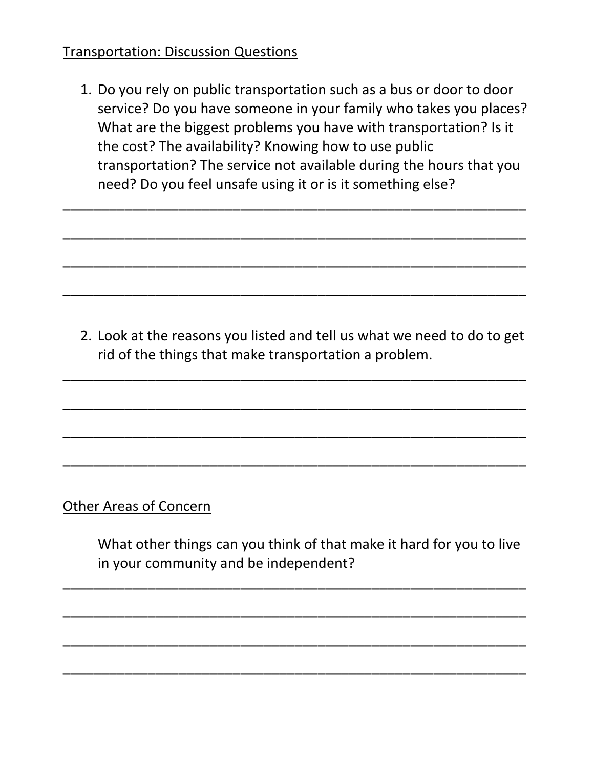Transportation: Discussion Questions

1. Do you rely on public transportation such as a bus or door to door service? Do you have someone in your family who takes you places? What are the biggest problems you have with transportation? Is it the cost? The availability? Knowing how to use public transportation? The service not available during the hours that you need? Do you feel unsafe using it or is it something else?

____________________________________________________________

____________________________________________________________

____________________________________________________________

____________________________________________________________

2. Look at the reasons you listed and tell us what we need to do to get rid of the things that make transportation a problem.

____________________________________________________________

____________________________________________________________

____________________________________________________________

____________________________________________________________

Other Areas of Concern

What other things can you think of that make it hard for you to live in your community and be independent?

____________________________________________________________

____________________________________________________________

____________________________________________________________

____________________________________________________________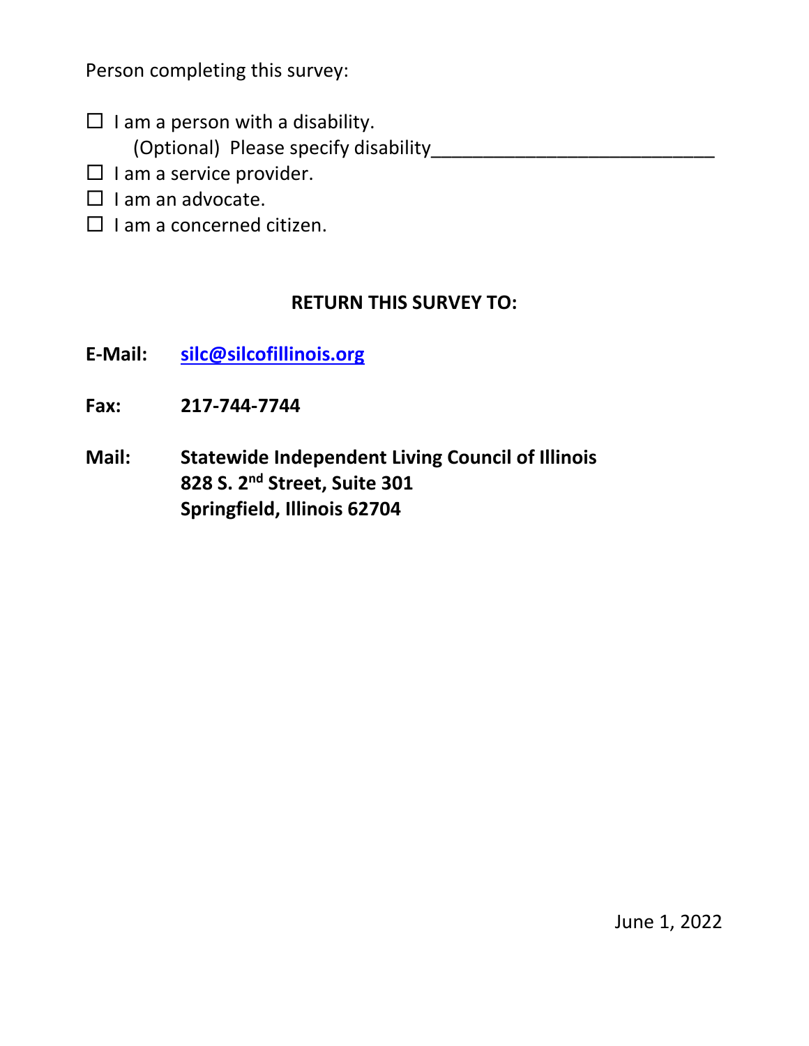Person completing this survey:

- ☐ I am a person with a disability.
  (Optional) Please specify disability___________________________
- ☐ I am a service provider.
- ☐ I am an advocate.
- ☐ I am a concerned citizen.

**RETURN THIS SURVEY TO:**

**E-Mail:** **silc@silcofillinois.org**

**Fax:** **217-744-7744**

**Mail:** **Statewide Independent Living Council of Illinois**
**828 S. 2nd Street, Suite 301**
**Springfield, Illinois 62704**

June 1, 2022